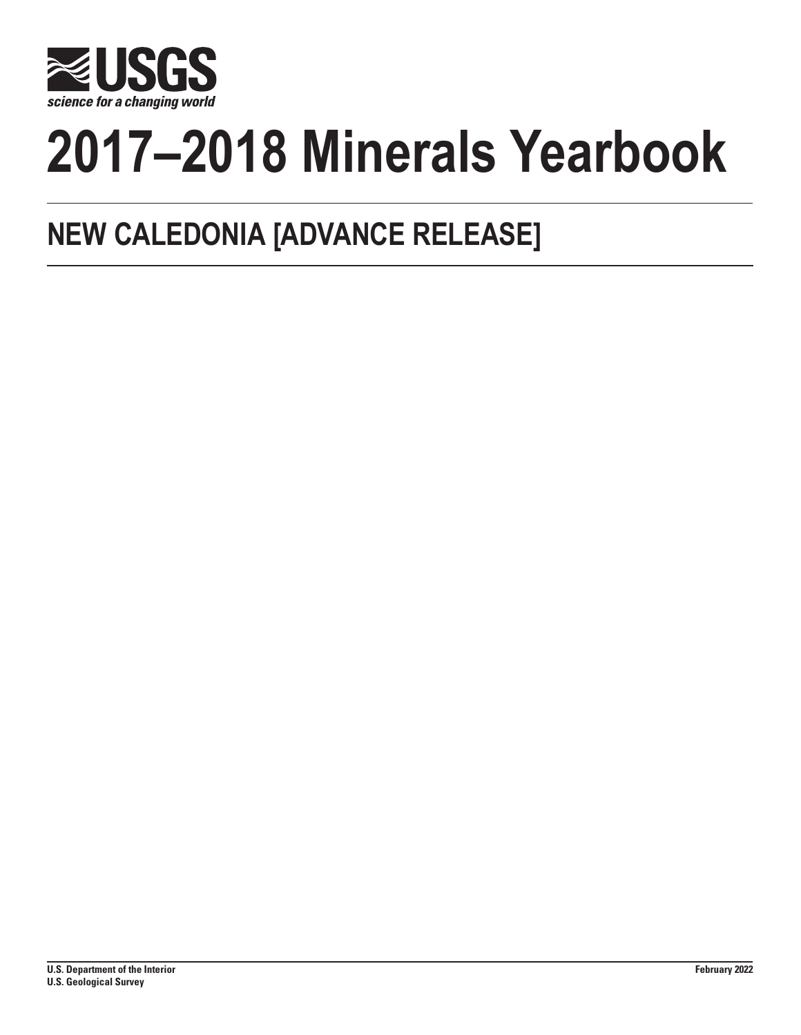USGS

*science for a changing world*

# 2017–2018 Minerals Yearbook

## NEW CALEDONIA [ADVANCE RELEASE]

**U.S. Department of the Interior**
**U.S. Geological Survey**

**February 2022**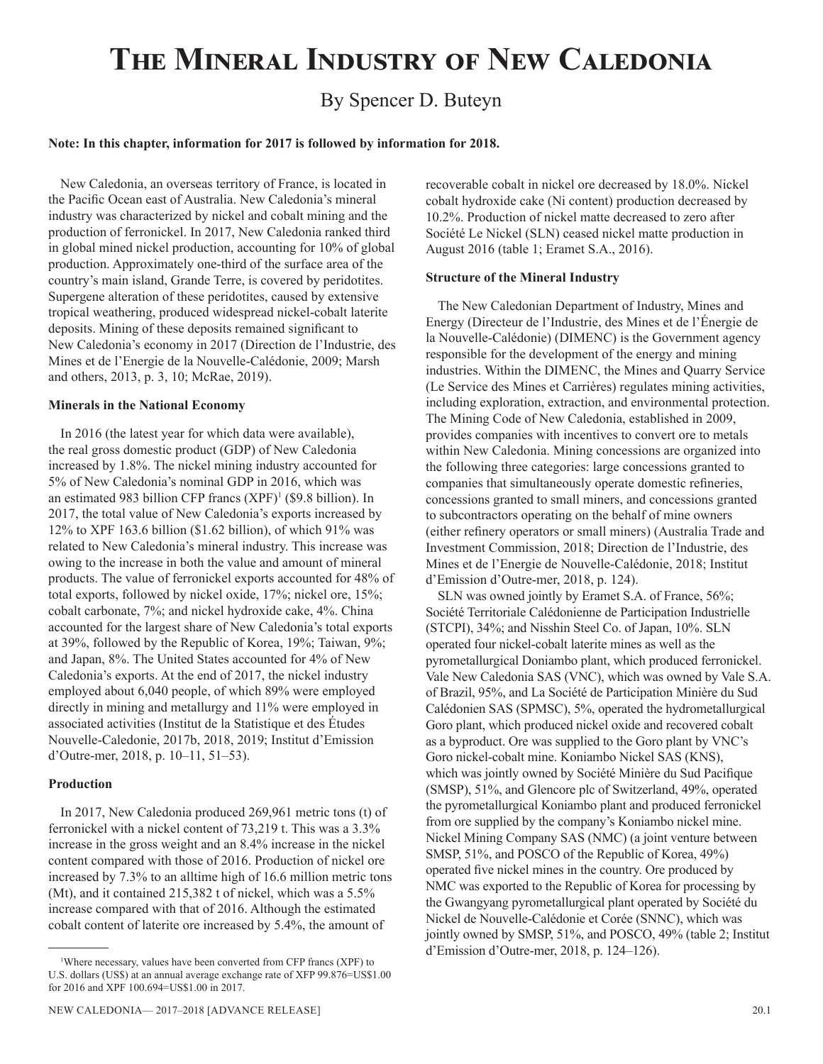# The Mineral Industry of New Caledonia

By Spencer D. Buteyn

**Note: In this chapter, information for 2017 is followed by information for 2018.**

New Caledonia, an overseas territory of France, is located in the Pacific Ocean east of Australia. New Caledonia's mineral industry was characterized by nickel and cobalt mining and the production of ferronickel. In 2017, New Caledonia ranked third in global mined nickel production, accounting for 10% of global production. Approximately one-third of the surface area of the country's main island, Grande Terre, is covered by peridotites. Supergene alteration of these peridotites, caused by extensive tropical weathering, produced widespread nickel-cobalt laterite deposits. Mining of these deposits remained significant to New Caledonia's economy in 2017 (Direction de l'Industrie, des Mines et de l'Energie de la Nouvelle-Calédonie, 2009; Marsh and others, 2013, p. 3, 10; McRae, 2019).

### Minerals in the National Economy

In 2016 (the latest year for which data were available), the real gross domestic product (GDP) of New Caledonia increased by 1.8%. The nickel mining industry accounted for 5% of New Caledonia's nominal GDP in 2016, which was an estimated 983 billion CFP francs (XPF)[1] ($9.8 billion). In 2017, the total value of New Caledonia's exports increased by 12% to XPF 163.6 billion ($1.62 billion), of which 91% was related to New Caledonia's mineral industry. This increase was owing to the increase in both the value and amount of mineral products. The value of ferronickel exports accounted for 48% of total exports, followed by nickel oxide, 17%; nickel ore, 15%; cobalt carbonate, 7%; and nickel hydroxide cake, 4%. China accounted for the largest share of New Caledonia's total exports at 39%, followed by the Republic of Korea, 19%; Taiwan, 9%; and Japan, 8%. The United States accounted for 4% of New Caledonia's exports. At the end of 2017, the nickel industry employed about 6,040 people, of which 89% were employed directly in mining and metallurgy and 11% were employed in associated activities (Institut de la Statistique et des Études Nouvelle-Caledonie, 2017b, 2018, 2019; Institut d'Emission d'Outre-mer, 2018, p. 10–11, 51–53).

### Production

In 2017, New Caledonia produced 269,961 metric tons (t) of ferronickel with a nickel content of 73,219 t. This was a 3.3% increase in the gross weight and an 8.4% increase in the nickel content compared with those of 2016. Production of nickel ore increased by 7.3% to an alltime high of 16.6 million metric tons (Mt), and it contained 215,382 t of nickel, which was a 5.5% increase compared with that of 2016. Although the estimated cobalt content of laterite ore increased by 5.4%, the amount of recoverable cobalt in nickel ore decreased by 18.0%. Nickel cobalt hydroxide cake (Ni content) production decreased by 10.2%. Production of nickel matte decreased to zero after Société Le Nickel (SLN) ceased nickel matte production in August 2016 (table 1; Eramet S.A., 2016).

### Structure of the Mineral Industry

The New Caledonian Department of Industry, Mines and Energy (Directeur de l'Industrie, des Mines et de l'Énergie de la Nouvelle-Calédonie) (DIMENC) is the Government agency responsible for the development of the energy and mining industries. Within the DIMENC, the Mines and Quarry Service (Le Service des Mines et Carrières) regulates mining activities, including exploration, extraction, and environmental protection. The Mining Code of New Caledonia, established in 2009, provides companies with incentives to convert ore to metals within New Caledonia. Mining concessions are organized into the following three categories: large concessions granted to companies that simultaneously operate domestic refineries, concessions granted to small miners, and concessions granted to subcontractors operating on the behalf of mine owners (either refinery operators or small miners) (Australia Trade and Investment Commission, 2018; Direction de l'Industrie, des Mines et de l'Energie de Nouvelle-Calédonie, 2018; Institut d'Emission d'Outre-mer, 2018, p. 124).

SLN was owned jointly by Eramet S.A. of France, 56%; Société Territoriale Calédonienne de Participation Industrielle (STCPI), 34%; and Nisshin Steel Co. of Japan, 10%. SLN operated four nickel-cobalt laterite mines as well as the pyrometallurgical Doniambo plant, which produced ferronickel. Vale New Caledonia SAS (VNC), which was owned by Vale S.A. of Brazil, 95%, and La Société de Participation Minière du Sud Calédonien SAS (SPMSC), 5%, operated the hydrometallurgical Goro plant, which produced nickel oxide and recovered cobalt as a byproduct. Ore was supplied to the Goro plant by VNC's Goro nickel-cobalt mine. Koniambo Nickel SAS (KNS), which was jointly owned by Société Minière du Sud Pacifique (SMSP), 51%, and Glencore plc of Switzerland, 49%, operated the pyrometallurgical Koniambo plant and produced ferronickel from ore supplied by the company's Koniambo nickel mine. Nickel Mining Company SAS (NMC) (a joint venture between SMSP, 51%, and POSCO of the Republic of Korea, 49%) operated five nickel mines in the country. Ore produced by NMC was exported to the Republic of Korea for processing by the Gwangyang pyrometallurgical plant operated by Société du Nickel de Nouvelle-Calédonie et Corée (SNNC), which was jointly owned by SMSP, 51%, and POSCO, 49% (table 2; Institut d'Emission d'Outre-mer, 2018, p. 124–126).

---

[1]Where necessary, values have been converted from CFP francs (XPF) to U.S. dollars (US$) at an annual average exchange rate of XFP 99.876=US$1.00 for 2016 and XPF 100.694=US$1.00 in 2017.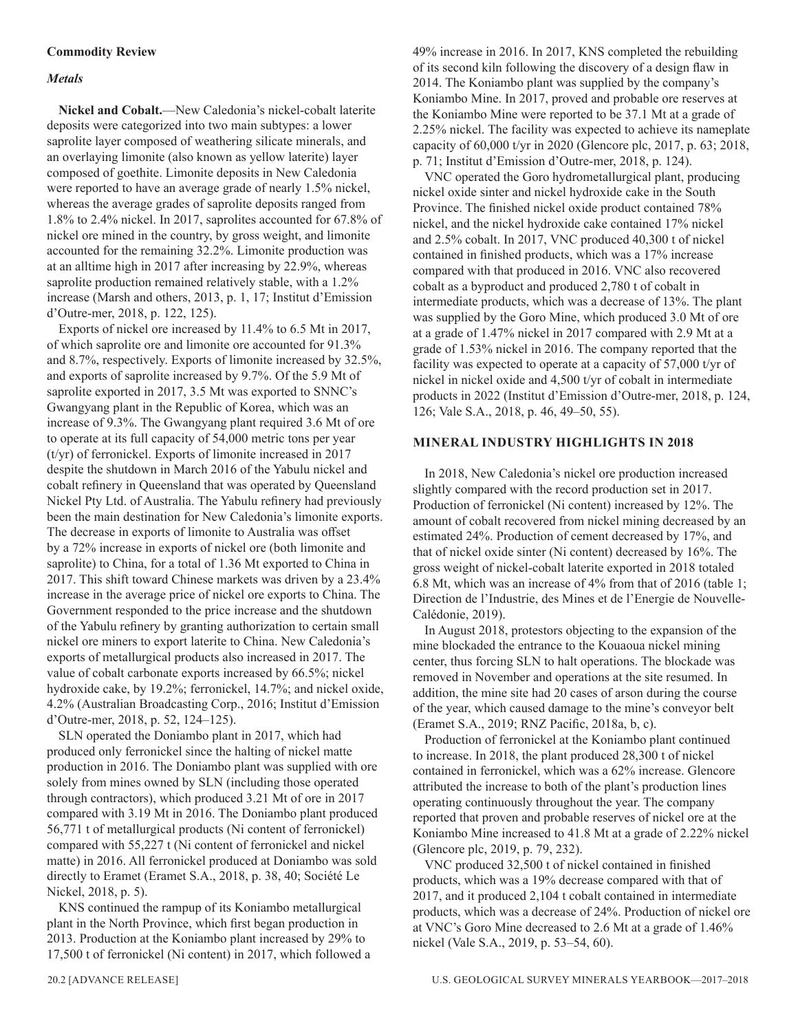### Commodity Review

#### *Metals*

**Nickel and Cobalt.**—New Caledonia's nickel-cobalt laterite deposits were categorized into two main subtypes: a lower saprolite layer composed of weathering silicate minerals, and an overlaying limonite (also known as yellow laterite) layer composed of goethite. Limonite deposits in New Caledonia were reported to have an average grade of nearly 1.5% nickel, whereas the average grades of saprolite deposits ranged from 1.8% to 2.4% nickel. In 2017, saprolites accounted for 67.8% of nickel ore mined in the country, by gross weight, and limonite accounted for the remaining 32.2%. Limonite production was at an alltime high in 2017 after increasing by 22.9%, whereas saprolite production remained relatively stable, with a 1.2% increase (Marsh and others, 2013, p. 1, 17; Institut d'Emission d'Outre-mer, 2018, p. 122, 125).

Exports of nickel ore increased by 11.4% to 6.5 Mt in 2017, of which saprolite ore and limonite ore accounted for 91.3% and 8.7%, respectively. Exports of limonite increased by 32.5%, and exports of saprolite increased by 9.7%. Of the 5.9 Mt of saprolite exported in 2017, 3.5 Mt was exported to SNNC's Gwangyang plant in the Republic of Korea, which was an increase of 9.3%. The Gwangyang plant required 3.6 Mt of ore to operate at its full capacity of 54,000 metric tons per year (t/yr) of ferronickel. Exports of limonite increased in 2017 despite the shutdown in March 2016 of the Yabulu nickel and cobalt refinery in Queensland that was operated by Queensland Nickel Pty Ltd. of Australia. The Yabulu refinery had previously been the main destination for New Caledonia's limonite exports. The decrease in exports of limonite to Australia was offset by a 72% increase in exports of nickel ore (both limonite and saprolite) to China, for a total of 1.36 Mt exported to China in 2017. This shift toward Chinese markets was driven by a 23.4% increase in the average price of nickel ore exports to China. The Government responded to the price increase and the shutdown of the Yabulu refinery by granting authorization to certain small nickel ore miners to export laterite to China. New Caledonia's exports of metallurgical products also increased in 2017. The value of cobalt carbonate exports increased by 66.5%; nickel hydroxide cake, by 19.2%; ferronickel, 14.7%; and nickel oxide, 4.2% (Australian Broadcasting Corp., 2016; Institut d'Emission d'Outre-mer, 2018, p. 52, 124–125).

SLN operated the Doniambo plant in 2017, which had produced only ferronickel since the halting of nickel matte production in 2016. The Doniambo plant was supplied with ore solely from mines owned by SLN (including those operated through contractors), which produced 3.21 Mt of ore in 2017 compared with 3.19 Mt in 2016. The Doniambo plant produced 56,771 t of metallurgical products (Ni content of ferronickel) compared with 55,227 t (Ni content of ferronickel and nickel matte) in 2016. All ferronickel produced at Doniambo was sold directly to Eramet (Eramet S.A., 2018, p. 38, 40; Société Le Nickel, 2018, p. 5).

KNS continued the rampup of its Koniambo metallurgical plant in the North Province, which first began production in 2013. Production at the Koniambo plant increased by 29% to 17,500 t of ferronickel (Ni content) in 2017, which followed a 49% increase in 2016. In 2017, KNS completed the rebuilding of its second kiln following the discovery of a design flaw in 2014. The Koniambo plant was supplied by the company's Koniambo Mine. In 2017, proved and probable ore reserves at the Koniambo Mine were reported to be 37.1 Mt at a grade of 2.25% nickel. The facility was expected to achieve its nameplate capacity of 60,000 t/yr in 2020 (Glencore plc, 2017, p. 63; 2018, p. 71; Institut d'Emission d'Outre-mer, 2018, p. 124).

VNC operated the Goro hydrometallurgical plant, producing nickel oxide sinter and nickel hydroxide cake in the South Province. The finished nickel oxide product contained 78% nickel, and the nickel hydroxide cake contained 17% nickel and 2.5% cobalt. In 2017, VNC produced 40,300 t of nickel contained in finished products, which was a 17% increase compared with that produced in 2016. VNC also recovered cobalt as a byproduct and produced 2,780 t of cobalt in intermediate products, which was a decrease of 13%. The plant was supplied by the Goro Mine, which produced 3.0 Mt of ore at a grade of 1.47% nickel in 2017 compared with 2.9 Mt at a grade of 1.53% nickel in 2016. The company reported that the facility was expected to operate at a capacity of 57,000 t/yr of nickel in nickel oxide and 4,500 t/yr of cobalt in intermediate products in 2022 (Institut d'Emission d'Outre-mer, 2018, p. 124, 126; Vale S.A., 2018, p. 46, 49–50, 55).

## MINERAL INDUSTRY HIGHLIGHTS IN 2018

In 2018, New Caledonia's nickel ore production increased slightly compared with the record production set in 2017. Production of ferronickel (Ni content) increased by 12%. The amount of cobalt recovered from nickel mining decreased by an estimated 24%. Production of cement decreased by 17%, and that of nickel oxide sinter (Ni content) decreased by 16%. The gross weight of nickel-cobalt laterite exported in 2018 totaled 6.8 Mt, which was an increase of 4% from that of 2016 (table 1; Direction de l'Industrie, des Mines et de l'Energie de Nouvelle-Calédonie, 2019).

In August 2018, protestors objecting to the expansion of the mine blockaded the entrance to the Kouaoua nickel mining center, thus forcing SLN to halt operations. The blockade was removed in November and operations at the site resumed. In addition, the mine site had 20 cases of arson during the course of the year, which caused damage to the mine's conveyor belt (Eramet S.A., 2019; RNZ Pacific, 2018a, b, c).

Production of ferronickel at the Koniambo plant continued to increase. In 2018, the plant produced 28,300 t of nickel contained in ferronickel, which was a 62% increase. Glencore attributed the increase to both of the plant's production lines operating continuously throughout the year. The company reported that proven and probable reserves of nickel ore at the Koniambo Mine increased to 41.8 Mt at a grade of 2.22% nickel (Glencore plc, 2019, p. 79, 232).

VNC produced 32,500 t of nickel contained in finished products, which was a 19% decrease compared with that of 2017, and it produced 2,104 t cobalt contained in intermediate products, which was a decrease of 24%. Production of nickel ore at VNC's Goro Mine decreased to 2.6 Mt at a grade of 1.46% nickel (Vale S.A., 2019, p. 53–54, 60).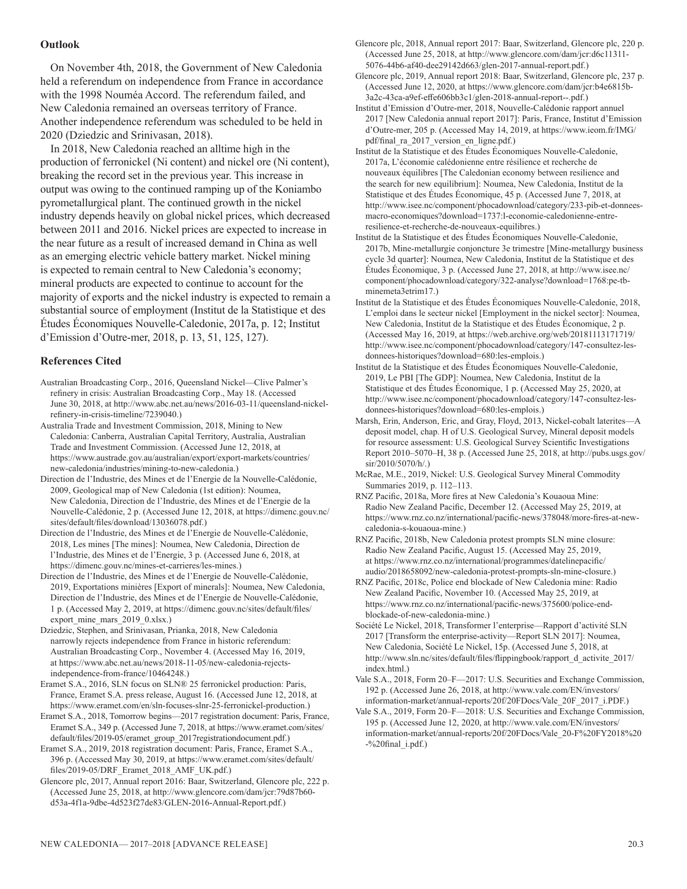## Outlook

On November 4th, 2018, the Government of New Caledonia held a referendum on independence from France in accordance with the 1998 Nouméa Accord. The referendum failed, and New Caledonia remained an overseas territory of France. Another independence referendum was scheduled to be held in 2020 (Dziedzic and Srinivasan, 2018).

In 2018, New Caledonia reached an alltime high in the production of ferronickel (Ni content) and nickel ore (Ni content), breaking the record set in the previous year. This increase in output was owing to the continued ramping up of the Koniambo pyrometallurgical plant. The continued growth in the nickel industry depends heavily on global nickel prices, which decreased between 2011 and 2016. Nickel prices are expected to increase in the near future as a result of increased demand in China as well as an emerging electric vehicle battery market. Nickel mining is expected to remain central to New Caledonia's economy; mineral products are expected to continue to account for the majority of exports and the nickel industry is expected to remain a substantial source of employment (Institut de la Statistique et des Études Économiques Nouvelle-Caledonie, 2017a, p. 12; Institut d'Emission d'Outre-mer, 2018, p. 13, 51, 125, 127).

## References Cited

Australian Broadcasting Corp., 2016, Queensland Nickel—Clive Palmer's refinery in crisis: Australian Broadcasting Corp., May 18. (Accessed June 30, 2018, at http://www.abc.net.au/news/2016-03-11/queensland-nickel-refinery-in-crisis-timeline/7239040.)

Australia Trade and Investment Commission, 2018, Mining to New Caledonia: Canberra, Australian Capital Territory, Australia, Australian Trade and Investment Commission. (Accessed June 12, 2018, at https://www.austrade.gov.au/australian/export/export-markets/countries/new-caledonia/industries/mining-to-new-caledonia.)

Direction de l'Industrie, des Mines et de l'Energie de la Nouvelle-Calédonie, 2009, Geological map of New Caledonia (1st edition): Noumea, New Caledonia, Direction de l'Industrie, des Mines et de l'Energie de la Nouvelle-Calédonie, 2 p. (Accessed June 12, 2018, at https://dimenc.gouv.nc/sites/default/files/download/13036078.pdf.)

Direction de l'Industrie, des Mines et de l'Energie de Nouvelle-Calédonie, 2018, Les mines [The mines]: Noumea, New Caledonia, Direction de l'Industrie, des Mines et de l'Energie, 3 p. (Accessed June 6, 2018, at https://dimenc.gouv.nc/mines-et-carrieres/les-mines.)

Direction de l'Industrie, des Mines et de l'Energie de Nouvelle-Calédonie, 2019, Exportations minières [Export of minerals]: Noumea, New Caledonia, Direction de l'Industrie, des Mines et de l'Energie de Nouvelle-Calédonie, 1 p. (Accessed May 2, 2019, at https://dimenc.gouv.nc/sites/default/files/export_mine_mars_2019_0.xlsx.)

Dziedzic, Stephen, and Srinivasan, Prianka, 2018, New Caledonia narrowly rejects independence from France in historic referendum: Australian Broadcasting Corp., November 4. (Accessed May 16, 2019, at https://www.abc.net.au/news/2018-11-05/new-caledonia-rejects-independence-from-france/10464248.)

Eramet S.A., 2016, SLN focus on SLN® 25 ferronickel production: Paris, France, Eramet S.A. press release, August 16. (Accessed June 12, 2018, at https://www.eramet.com/en/sln-focuses-slnr-25-ferronickel-production.)

Eramet S.A., 2018, Tomorrow begins—2017 registration document: Paris, France, Eramet S.A., 349 p. (Accessed June 7, 2018, at https://www.eramet.com/sites/default/files/2019-05/eramet_group_2017registrationdocument.pdf.)

Eramet S.A., 2019, 2018 registration document: Paris, France, Eramet S.A., 396 p. (Accessed May 30, 2019, at https://www.eramet.com/sites/default/files/2019-05/DRF_Eramet_2018_AMF_UK.pdf.)

Glencore plc, 2017, Annual report 2016: Baar, Switzerland, Glencore plc, 222 p. (Accessed June 25, 2018, at http://www.glencore.com/dam/jcr:79d87b60-d53a-4f1a-9dbe-4d523f27de83/GLEN-2016-Annual-Report.pdf.)

Glencore plc, 2018, Annual report 2017: Baar, Switzerland, Glencore plc, 220 p. (Accessed June 25, 2018, at http://www.glencore.com/dam/jcr:d6c11311-5076-44b6-af40-dee29142d663/glen-2017-annual-report.pdf.)

Glencore plc, 2019, Annual report 2018: Baar, Switzerland, Glencore plc, 237 p. (Accessed June 12, 2020, at https://www.glencore.com/dam/jcr:b4e6815b-3a2c-43ca-a9ef-effe606bb3c1/glen-2018-annual-report--.pdf.)

Institut d'Emission d'Outre-mer, 2018, Nouvelle-Calédonie rapport annuel 2017 [New Caledonia annual report 2017]: Paris, France, Institut d'Emission d'Outre-mer, 205 p. (Accessed May 14, 2019, at https://www.ieom.fr/IMG/pdf/final_ra_2017_version_en_ligne.pdf.)

Institut de la Statistique et des Études Économiques Nouvelle-Caledonie, 2017a, L'économie calédonienne entre résilience et recherche de nouveaux équilibres [The Caledonian economy between resilience and the search for new equilibrium]: Noumea, New Caledonia, Institut de la Statistique et des Études Économique, 45 p. (Accessed June 7, 2018, at http://www.isee.nc/component/phocadownload/category/233-pib-et-donnees-macro-economiques?download=1737:l-economie-caledonienne-entre-resilience-et-recherche-de-nouveaux-equilibres.)

Institut de la Statistique et des Études Économiques Nouvelle-Caledonie, 2017b, Mine-metallurgie conjoncture 3e trimestre [Mine-metallurgy business cycle 3d quarter]: Noumea, New Caledonia, Institut de la Statistique et des Études Économique, 3 p. (Accessed June 27, 2018, at http://www.isee.nc/component/phocadownload/category/322-analyse?download=1768:pe-tb-minemeta3etrim17.)

Institut de la Statistique et des Études Économiques Nouvelle-Caledonie, 2018, L'emploi dans le secteur nickel [Employment in the nickel sector]: Noumea, New Caledonia, Institut de la Statistique et des Études Économique, 2 p. (Accessed May 16, 2019, at https://web.archive.org/web/20181113171719/http://www.isee.nc/component/phocadownload/category/147-consultez-les-donnees-historiques?download=680:les-emplois.)

Institut de la Statistique et des Études Économiques Nouvelle-Caledonie, 2019, Le PBI [The GDP]: Noumea, New Caledonia, Institut de la Statistique et des Études Économique, 1 p. (Accessed May 25, 2020, at http://www.isee.nc/component/phocadownload/category/147-consultez-les-donnees-historiques?download=680:les-emplois.)

Marsh, Erin, Anderson, Eric, and Gray, Floyd, 2013, Nickel-cobalt laterites—A deposit model, chap. H of U.S. Geological Survey, Mineral deposit models for resource assessment: U.S. Geological Survey Scientific Investigations Report 2010–5070–H, 38 p. (Accessed June 25, 2018, at http://pubs.usgs.gov/sir/2010/5070/h/.)

McRae, M.E., 2019, Nickel: U.S. Geological Survey Mineral Commodity Summaries 2019, p. 112–113.

RNZ Pacific, 2018a, More fires at New Caledonia's Kouaoua Mine: Radio New Zealand Pacific, December 12. (Accessed May 25, 2019, at https://www.rnz.co.nz/international/pacific-news/378048/more-fires-at-new-caledonia-s-kouaoua-mine.)

RNZ Pacific, 2018b, New Caledonia protest prompts SLN mine closure: Radio New Zealand Pacific, August 15. (Accessed May 25, 2019, at https://www.rnz.co.nz/international/programmes/datelinepacific/audio/2018658092/new-caledonia-protest-prompts-sln-mine-closure.)

RNZ Pacific, 2018c, Police end blockade of New Caledonia mine: Radio New Zealand Pacific, November 10. (Accessed May 25, 2019, at https://www.rnz.co.nz/international/pacific-news/375600/police-end-blockade-of-new-caledonia-mine.)

Société Le Nickel, 2018, Transformer l'enterprise—Rapport d'activité SLN 2017 [Transform the enterprise-activity—Report SLN 2017]: Noumea, New Caledonia, Société Le Nickel, 15p. (Accessed June 5, 2018, at http://www.sln.nc/sites/default/files/flippingbook/rapport_d_activite_2017/index.html.)

Vale S.A., 2018, Form 20–F—2017: U.S. Securities and Exchange Commission, 192 p. (Accessed June 26, 2018, at http://www.vale.com/EN/investors/information-market/annual-reports/20f/20FDocs/Vale_20F_2017_i.PDF.)

Vale S.A., 2019, Form 20–F—2018: U.S. Securities and Exchange Commission, 195 p. (Accessed June 12, 2020, at http://www.vale.com/EN/investors/information-market/annual-reports/20f/20FDocs/Vale_20-F%20FY2018%20-%20final_i.pdf.)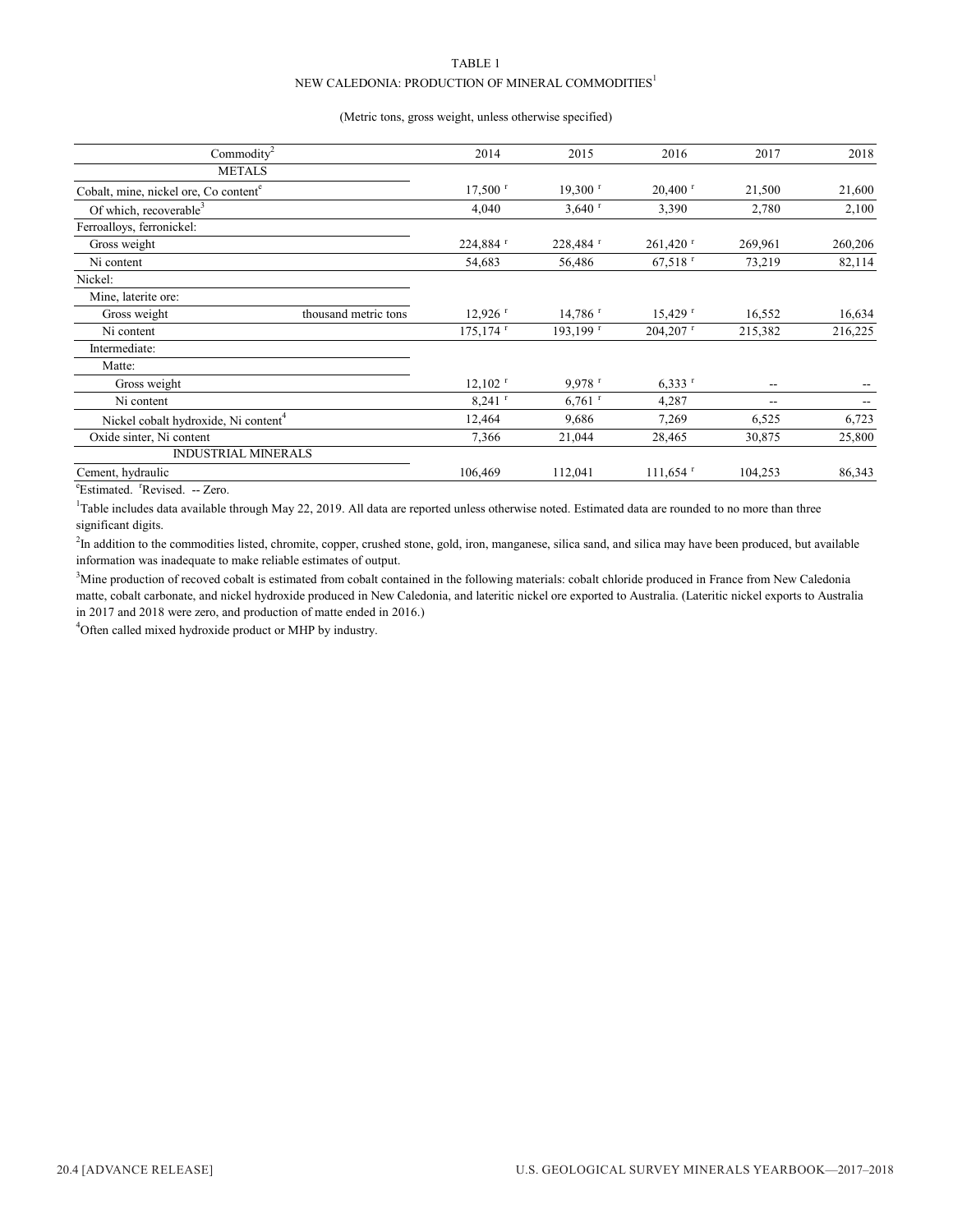TABLE 1

NEW CALEDONIA: PRODUCTION OF MINERAL COMMODITIES[1]

(Metric tons, gross weight, unless otherwise specified)

| Commodity[2] | | 2014 | 2015 | 2016 | 2017 | 2018 |
|---|---|---|---|---|---|---|
| METALS | | | | | | |
| Cobalt, mine, nickel ore, Co content[e] | | 17,500 [r] | 19,300 [r] | 20,400 [r] | 21,500 | 21,600 |
| Of which, recoverable[3] | | 4,040 | 3,640 [r] | 3,390 | 2,780 | 2,100 |
| Ferroalloys, ferronickel: | | | | | | |
| Gross weight | | 224,884 [r] | 228,484 [r] | 261,420 [r] | 269,961 | 260,206 |
| Ni content | | 54,683 | 56,486 | 67,518 [r] | 73,219 | 82,114 |
| Nickel: | | | | | | |
| Mine, laterite ore: | | | | | | |
| Gross weight | thousand metric tons | 12,926 [r] | 14,786 [r] | 15,429 [r] | 16,552 | 16,634 |
| Ni content | | 175,174 [r] | 193,199 [r] | 204,207 [r] | 215,382 | 216,225 |
| Intermediate: | | | | | | |
| Matte: | | | | | | |
| Gross weight | | 12,102 [r] | 9,978 [r] | 6,333 [r] | -- | -- |
| Ni content | | 8,241 [r] | 6,761 [r] | 4,287 | -- | -- |
| Nickel cobalt hydroxide, Ni content[4] | | 12,464 | 9,686 | 7,269 | 6,525 | 6,723 |
| Oxide sinter, Ni content | | 7,366 | 21,044 | 28,465 | 30,875 | 25,800 |
| INDUSTRIAL MINERALS | | | | | | |
| Cement, hydraulic | | 106,469 | 112,041 | 111,654 [r] | 104,253 | 86,343 |

[e]Estimated. [r]Revised. -- Zero.

[1]Table includes data available through May 22, 2019. All data are reported unless otherwise noted. Estimated data are rounded to no more than three significant digits.

[2]In addition to the commodities listed, chromite, copper, crushed stone, gold, iron, manganese, silica sand, and silica may have been produced, but available information was inadequate to make reliable estimates of output.

[3]Mine production of recoved cobalt is estimated from cobalt contained in the following materials: cobalt chloride produced in France from New Caledonia matte, cobalt carbonate, and nickel hydroxide produced in New Caledonia, and lateritic nickel ore exported to Australia. (Lateritic nickel exports to Australia in 2017 and 2018 were zero, and production of matte ended in 2016.)

[4]Often called mixed hydroxide product or MHP by industry.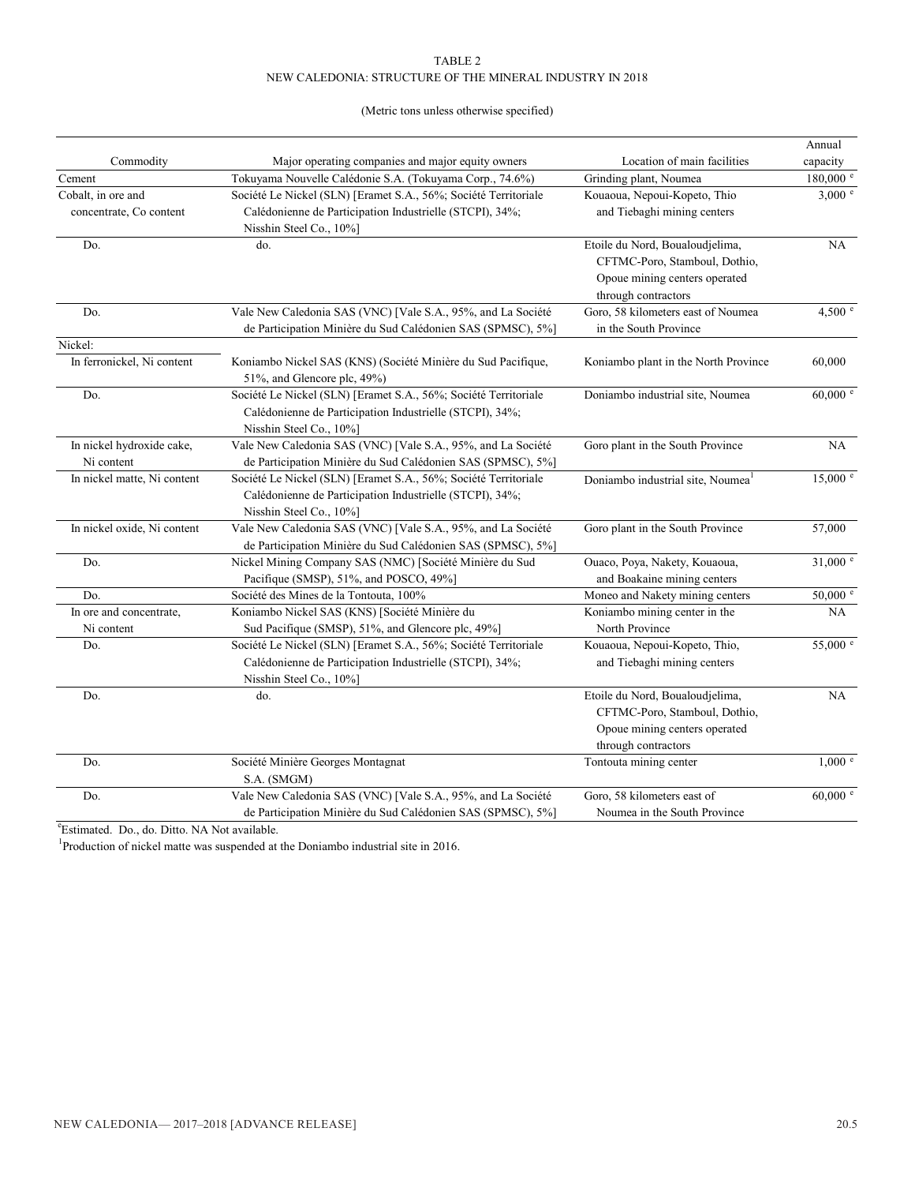TABLE 2
NEW CALEDONIA: STRUCTURE OF THE MINERAL INDUSTRY IN 2018

(Metric tons unless otherwise specified)

| Commodity | Major operating companies and major equity owners | Location of main facilities | Annual capacity |
|---|---|---|---|
| Cement | Tokuyama Nouvelle Calédonie S.A. (Tokuyama Corp., 74.6%) | Grinding plant, Noumea | 180,000 e |
| Cobalt, in ore and concentrate, Co content | Société Le Nickel (SLN) [Eramet S.A., 56%; Société Territoriale Calédonienne de Participation Industrielle (STCPI), 34%; Nisshin Steel Co., 10%] | Kouaoua, Nepoui-Kopeto, Thio and Tiebaghi mining centers | 3,000 e |
| Do. | do. | Etoile du Nord, Boualoudjelima, CFTMC-Poro, Stamboul, Dothio, Opoue mining centers operated through contractors | NA |
| Do. | Vale New Caledonia SAS (VNC) [Vale S.A., 95%, and La Société de Participation Minière du Sud Calédonien SAS (SPMSC), 5%] | Goro, 58 kilometers east of Noumea in the South Province | 4,500 e |
| Nickel: | | | |
| In ferronickel, Ni content | Koniambo Nickel SAS (KNS) (Société Minière du Sud Pacifique, 51%, and Glencore plc, 49%) | Koniambo plant in the North Province | 60,000 |
| Do. | Société Le Nickel (SLN) [Eramet S.A., 56%; Société Territoriale Calédonienne de Participation Industrielle (STCPI), 34%; Nisshin Steel Co., 10%] | Doniambo industrial site, Noumea | 60,000 e |
| In nickel hydroxide cake, Ni content | Vale New Caledonia SAS (VNC) [Vale S.A., 95%, and La Société de Participation Minière du Sud Calédonien SAS (SPMSC), 5%] | Goro plant in the South Province | NA |
| In nickel matte, Ni content | Société Le Nickel (SLN) [Eramet S.A., 56%; Société Territoriale Calédonienne de Participation Industrielle (STCPI), 34%; Nisshin Steel Co., 10%] | Doniambo industrial site, Noumea[1] | 15,000 e |
| In nickel oxide, Ni content | Vale New Caledonia SAS (VNC) [Vale S.A., 95%, and La Société de Participation Minière du Sud Calédonien SAS (SPMSC), 5%] | Goro plant in the South Province | 57,000 |
| Do. | Nickel Mining Company SAS (NMC) [Société Minière du Sud Pacifique (SMSP), 51%, and POSCO, 49%] | Ouaco, Poya, Nakety, Kouaoua, and Boakaine mining centers | 31,000 e |
| Do. | Société des Mines de la Tontouta, 100% | Moneo and Nakety mining centers | 50,000 e |
| In ore and concentrate, Ni content | Koniambo Nickel SAS (KNS) [Société Minière du Sud Pacifique (SMSP), 51%, and Glencore plc, 49%] | Koniambo mining center in the North Province | NA |
| Do. | Société Le Nickel (SLN) [Eramet S.A., 56%; Société Territoriale Calédonienne de Participation Industrielle (STCPI), 34%; Nisshin Steel Co., 10%] | Kouaoua, Nepoui-Kopeto, Thio, and Tiebaghi mining centers | 55,000 e |
| Do. | do. | Etoile du Nord, Boualoudjelima, CFTMC-Poro, Stamboul, Dothio, Opoue mining centers operated through contractors | NA |
| Do. | Société Minière Georges Montagnat S.A. (SMGM) | Tontouta mining center | 1,000 e |
| Do. | Vale New Caledonia SAS (VNC) [Vale S.A., 95%, and La Société de Participation Minière du Sud Calédonien SAS (SPMSC), 5%] | Goro, 58 kilometers east of Noumea in the South Province | 60,000 e |

e Estimated. Do., do. Ditto. NA Not available.

[1] Production of nickel matte was suspended at the Doniambo industrial site in 2016.